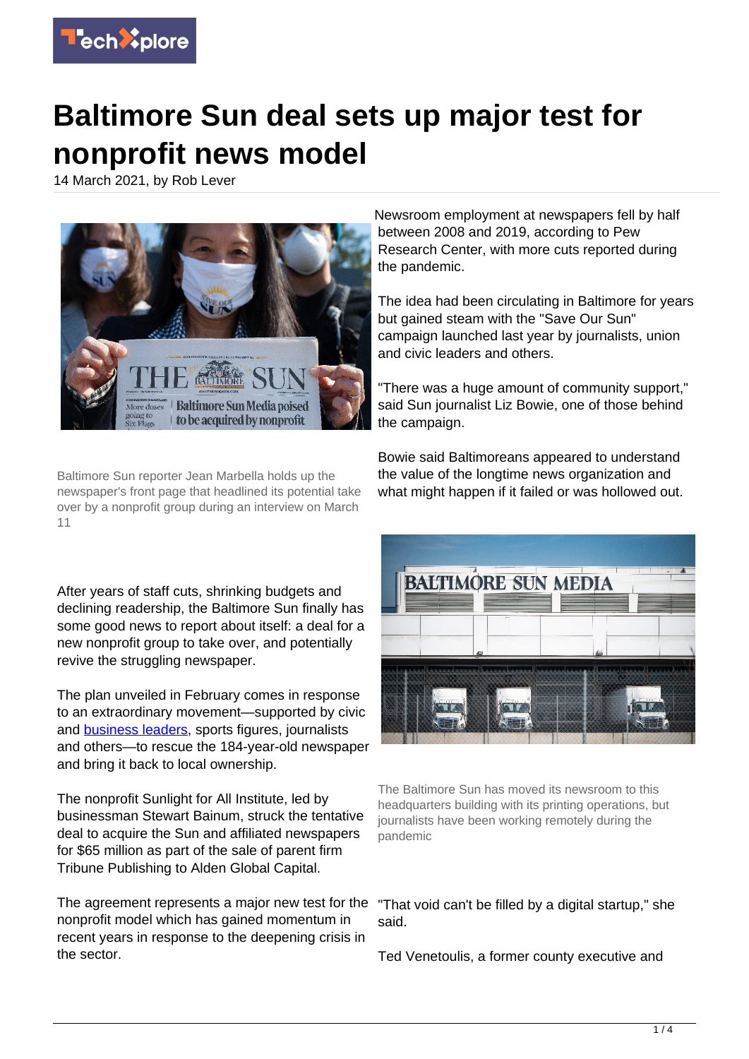# Baltimore Sun deal sets up major test for nonprofit news model

14 March 2021, by Rob Lever

Baltimore Sun reporter Jean Marbella holds up the newspaper's front page that headlined its potential take over by a nonprofit group during an interview on March 11

After years of staff cuts, shrinking budgets and declining readership, the Baltimore Sun finally has some good news to report about itself: a deal for a new nonprofit group to take over, and potentially revive the struggling newspaper.

The plan unveiled in February comes in response to an extraordinary movement—supported by civic and business leaders, sports figures, journalists and others—to rescue the 184-year-old newspaper and bring it back to local ownership.

The nonprofit Sunlight for All Institute, led by businessman Stewart Bainum, struck the tentative deal to acquire the Sun and affiliated newspapers for $65 million as part of the sale of parent firm Tribune Publishing to Alden Global Capital.

The agreement represents a major new test for the nonprofit model which has gained momentum in recent years in response to the deepening crisis in the sector.

Newsroom employment at newspapers fell by half between 2008 and 2019, according to Pew Research Center, with more cuts reported during the pandemic.

The idea had been circulating in Baltimore for years but gained steam with the "Save Our Sun" campaign launched last year by journalists, union and civic leaders and others.

"There was a huge amount of community support," said Sun journalist Liz Bowie, one of those behind the campaign.

Bowie said Baltimoreans appeared to understand the value of the longtime news organization and what might happen if it failed or was hollowed out.

The Baltimore Sun has moved its newsroom to this headquarters building with its printing operations, but journalists have been working remotely during the pandemic

"That void can't be filled by a digital startup," she said.

Ted Venetoulis, a former county executive and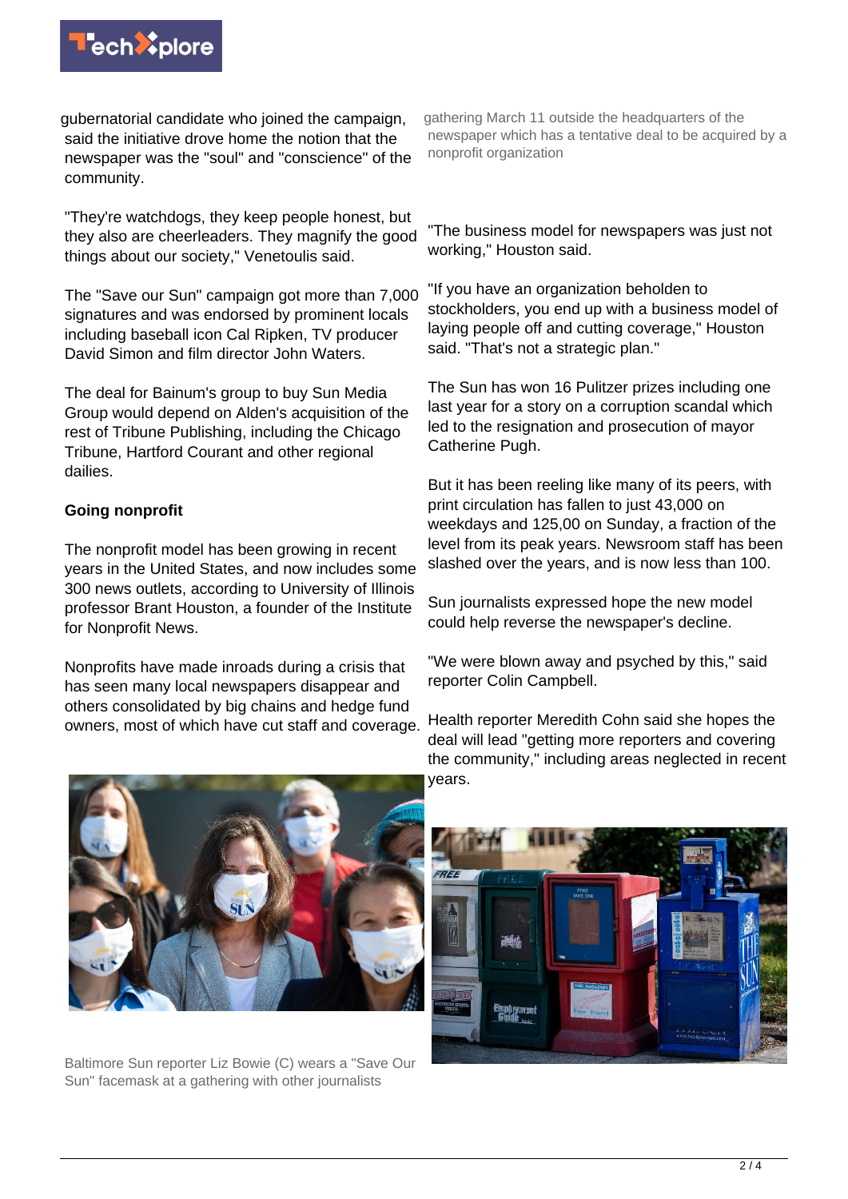gubernatorial candidate who joined the campaign, said the initiative drove home the notion that the newspaper was the "soul" and "conscience" of the community.

"They're watchdogs, they keep people honest, but they also are cheerleaders. They magnify the good things about our society," Venetoulis said.

The "Save our Sun" campaign got more than 7,000 signatures and was endorsed by prominent locals including baseball icon Cal Ripken, TV producer David Simon and film director John Waters.

The deal for Bainum's group to buy Sun Media Group would depend on Alden's acquisition of the rest of Tribune Publishing, including the Chicago Tribune, Hartford Courant and other regional dailies.

**Going nonprofit**

The nonprofit model has been growing in recent years in the United States, and now includes some 300 news outlets, according to University of Illinois professor Brant Houston, a founder of the Institute for Nonprofit News.

Nonprofits have made inroads during a crisis that has seen many local newspapers disappear and others consolidated by big chains and hedge fund owners, most of which have cut staff and coverage.

Baltimore Sun reporter Liz Bowie (C) wears a "Save Our Sun" facemask at a gathering with other journalists gathering March 11 outside the headquarters of the newspaper which has a tentative deal to be acquired by a nonprofit organization

"The business model for newspapers was just not working," Houston said.

"If you have an organization beholden to stockholders, you end up with a business model of laying people off and cutting coverage," Houston said. "That's not a strategic plan."

The Sun has won 16 Pulitzer prizes including one last year for a story on a corruption scandal which led to the resignation and prosecution of mayor Catherine Pugh.

But it has been reeling like many of its peers, with print circulation has fallen to just 43,000 on weekdays and 125,00 on Sunday, a fraction of the level from its peak years. Newsroom staff has been slashed over the years, and is now less than 100.

Sun journalists expressed hope the new model could help reverse the newspaper's decline.

"We were blown away and psyched by this," said reporter Colin Campbell.

Health reporter Meredith Cohn said she hopes the deal will lead "getting more reporters and covering the community," including areas neglected in recent years.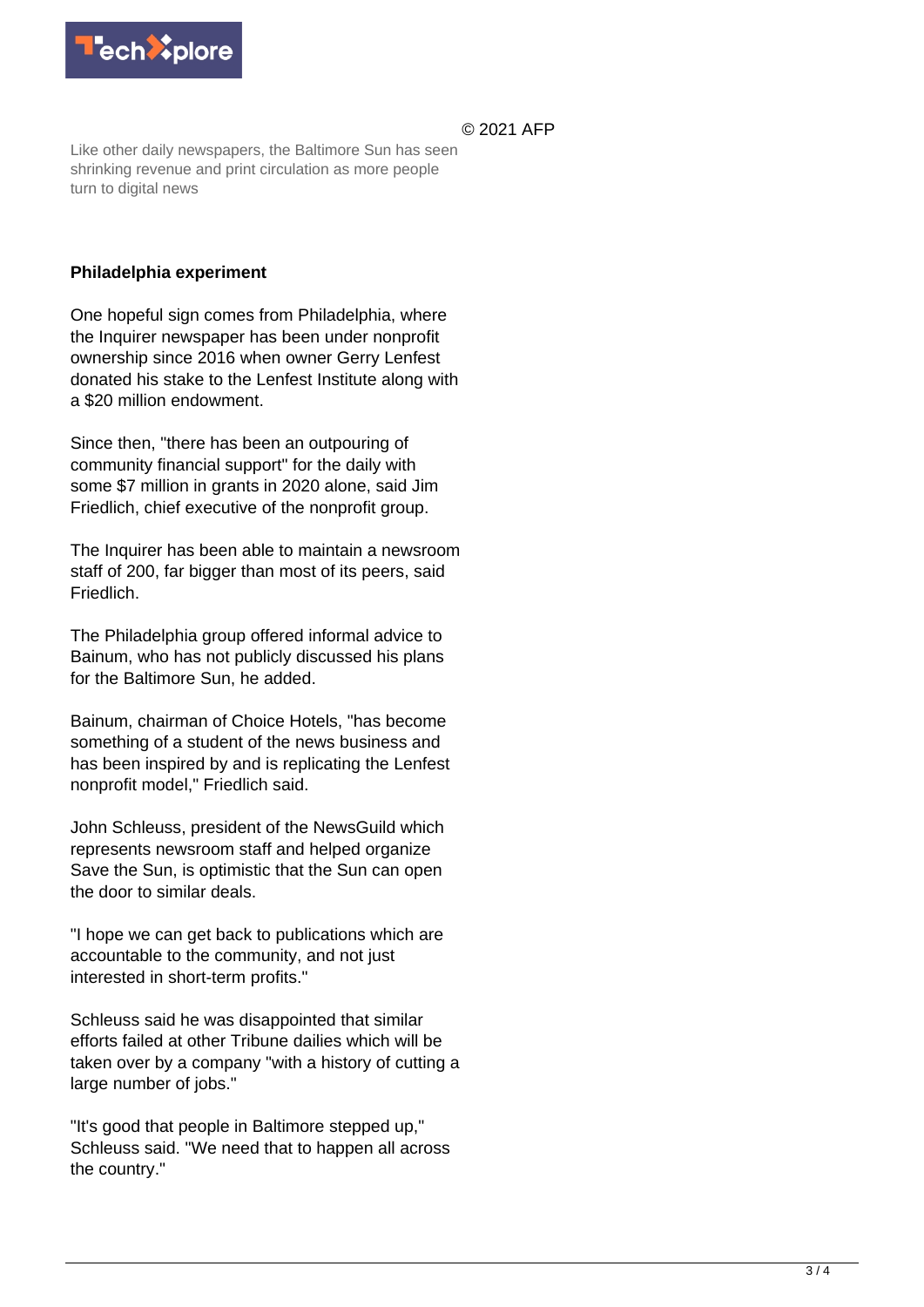© 2021 AFP

Like other daily newspapers, the Baltimore Sun has seen shrinking revenue and print circulation as more people turn to digital news

**Philadelphia experiment**

One hopeful sign comes from Philadelphia, where the Inquirer newspaper has been under nonprofit ownership since 2016 when owner Gerry Lenfest donated his stake to the Lenfest Institute along with a $20 million endowment.

Since then, "there has been an outpouring of community financial support" for the daily with some $7 million in grants in 2020 alone, said Jim Friedlich, chief executive of the nonprofit group.

The Inquirer has been able to maintain a newsroom staff of 200, far bigger than most of its peers, said Friedlich.

The Philadelphia group offered informal advice to Bainum, who has not publicly discussed his plans for the Baltimore Sun, he added.

Bainum, chairman of Choice Hotels, "has become something of a student of the news business and has been inspired by and is replicating the Lenfest nonprofit model," Friedlich said.

John Schleuss, president of the NewsGuild which represents newsroom staff and helped organize Save the Sun, is optimistic that the Sun can open the door to similar deals.

"I hope we can get back to publications which are accountable to the community, and not just interested in short-term profits."

Schleuss said he was disappointed that similar efforts failed at other Tribune dailies which will be taken over by a company "with a history of cutting a large number of jobs."

"It's good that people in Baltimore stepped up," Schleuss said. "We need that to happen all across the country."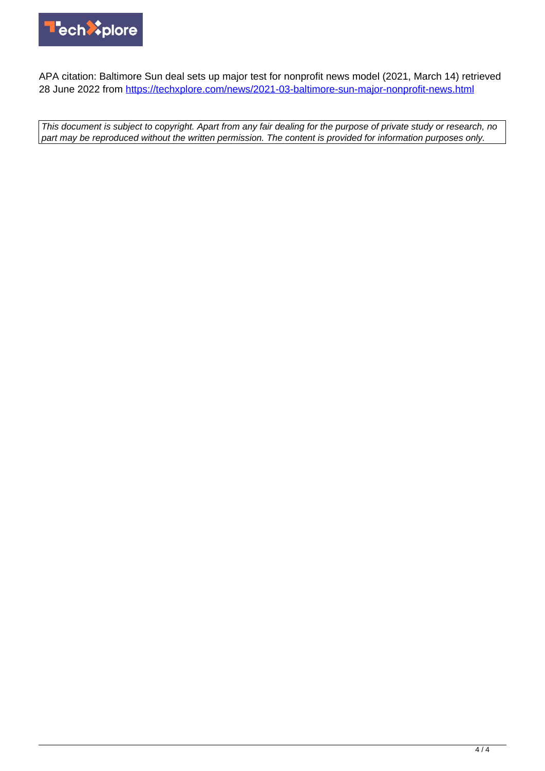APA citation: Baltimore Sun deal sets up major test for nonprofit news model (2021, March 14) retrieved 28 June 2022 from https://techxplore.com/news/2021-03-baltimore-sun-major-nonprofit-news.html

*This document is subject to copyright. Apart from any fair dealing for the purpose of private study or research, no part may be reproduced without the written permission. The content is provided for information purposes only.*